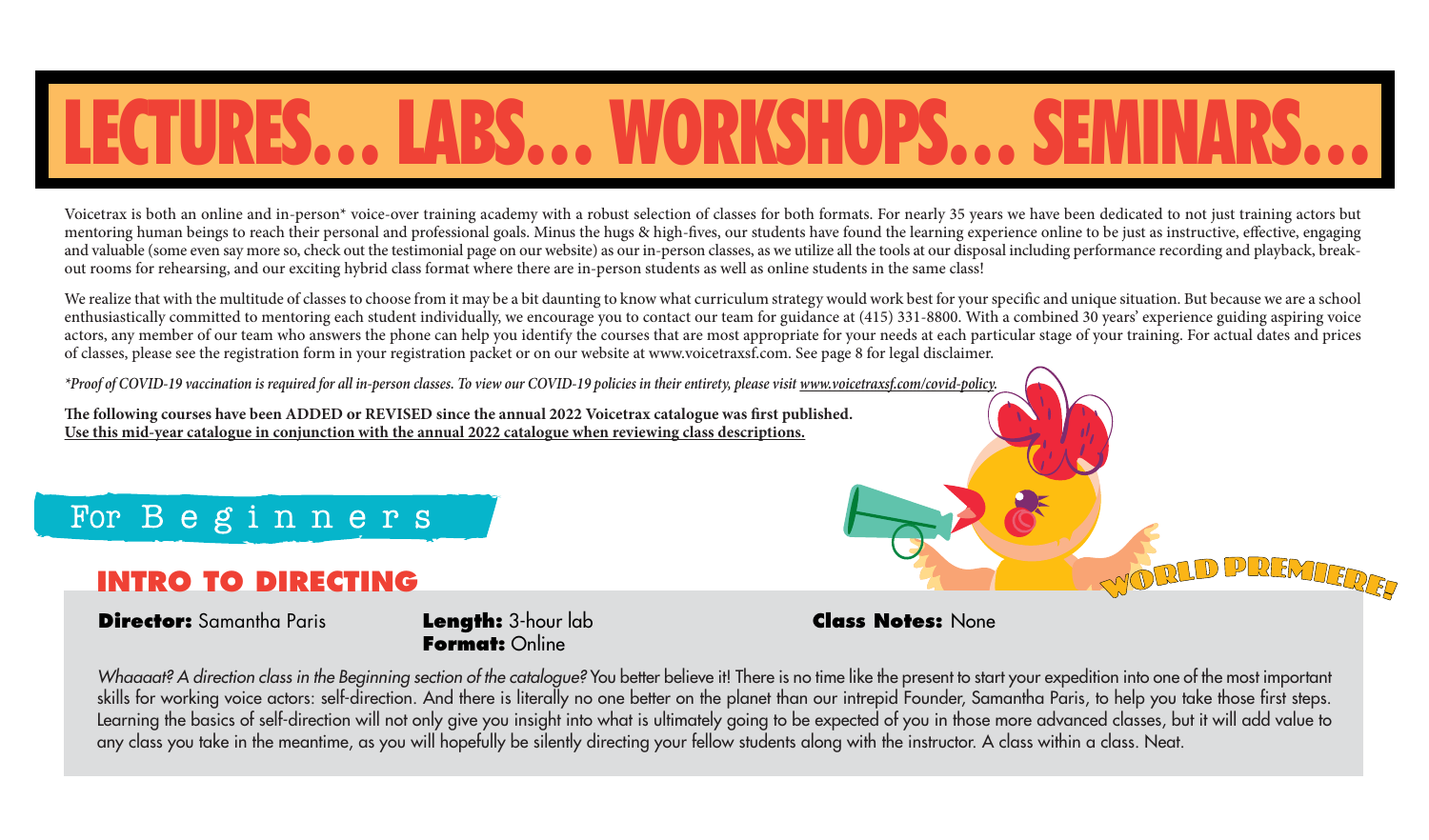# LECTURES... LABS... WORKSHOPS... SEMINARS...

Voicetrax is both an online and in-person* voice-over training academy with a robust selection of classes for both formats. For nearly 35 years we have been dedicated to not just training actors but mentoring human beings to reach their personal and professional goals. Minus the hugs & high-fives, our students have found the learning experience online to be just as instructive, effective, engaging and valuable (some even say more so, check out the testimonial page on our website) as our in-person classes, as we utilize all the tools at our disposal including performance recording and playback, break-out rooms for rehearsing, and our exciting hybrid class format where there are in-person students as well as online students in the same class!

We realize that with the multitude of classes to choose from it may be a bit daunting to know what curriculum strategy would work best for your specific and unique situation. But because we are a school enthusiastically committed to mentoring each student individually, we encourage you to contact our team for guidance at (415) 331-8800. With a combined 30 years' experience guiding aspiring voice actors, any member of our team who answers the phone can help you identify the courses that are most appropriate for your needs at each particular stage of your training. For actual dates and prices of classes, please see the registration form in your registration packet or on our website at www.voicetraxsf.com. See page 8 for legal disclaimer.

*\*Proof of COVID-19 vaccination is required for all in-person classes. To view our COVID-19 policies in their entirety, please visit www.voicetraxsf.com/covid-policy.*

**The following courses have been ADDED or REVISED since the annual 2022 Voicetrax catalogue was first published.**
**Use this mid-year catalogue in conjunction with the annual 2022 catalogue when reviewing class descriptions.**

WORLD PREMIERE!

## For Beginners

### INTRO TO DIRECTING

**Director:** Samantha Paris

**Length:** 3-hour lab
**Format:** Online

**Class Notes:** None

*Whaaaat? A direction class in the Beginning section of the catalogue?* You better believe it! There is no time like the present to start your expedition into one of the most important skills for working voice actors: self-direction. And there is literally no one better on the planet than our intrepid Founder, Samantha Paris, to help you take those first steps. Learning the basics of self-direction will not only give you insight into what is ultimately going to be expected of you in those more advanced classes, but it will add value to any class you take in the meantime, as you will hopefully be silently directing your fellow students along with the instructor. A class within a class. Neat.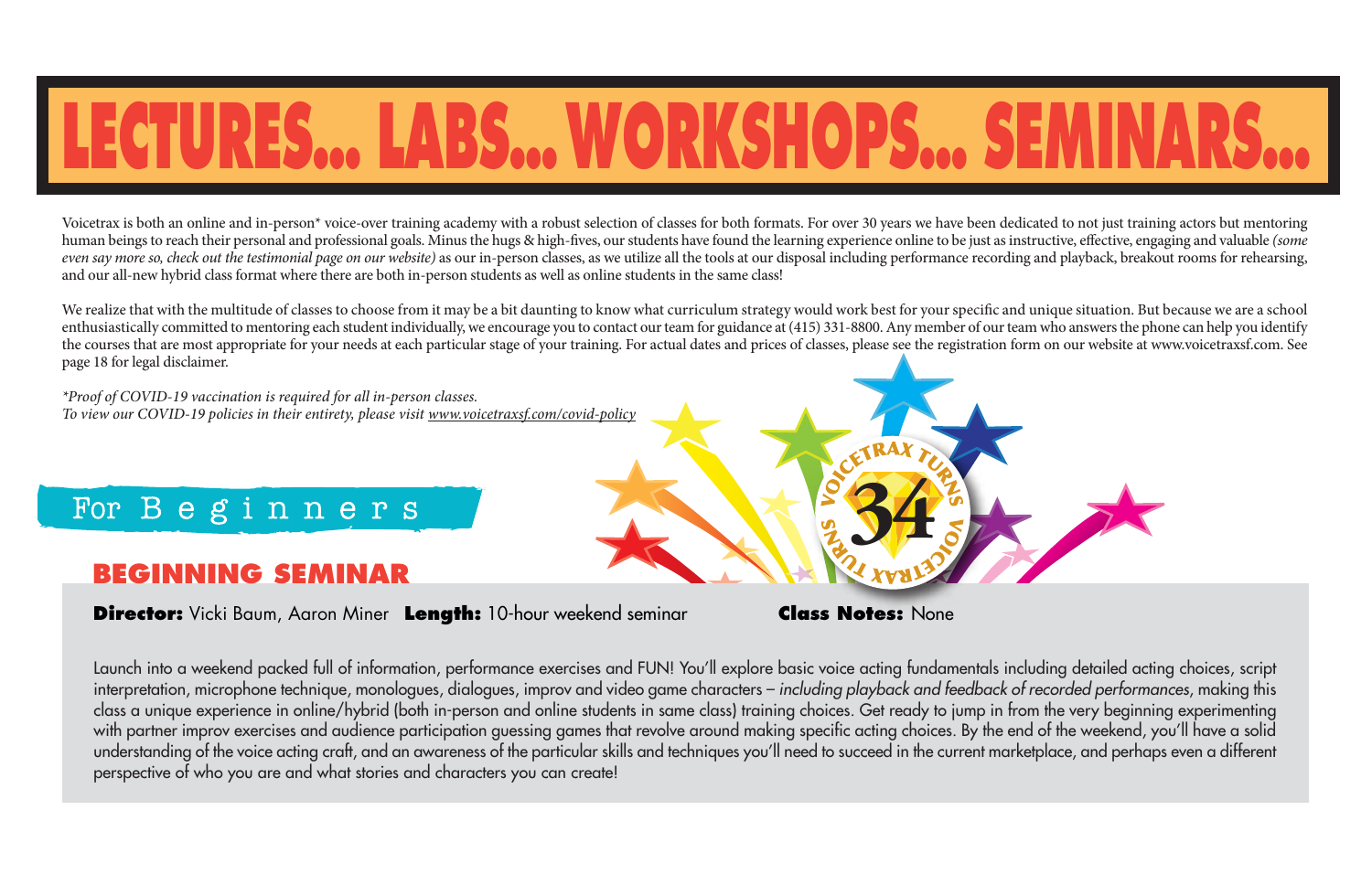# LECTURES... LABS... WORKSHOPS... SEMINARS...

Voicetrax is both an online and in-person* voice-over training academy with a robust selection of classes for both formats. For over 30 years we have been dedicated to not just training actors but mentoring human beings to reach their personal and professional goals. Minus the hugs & high-fives, our students have found the learning experience online to be just as instructive, effective, engaging and valuable *(some even say more so, check out the testimonial page on our website)* as our in-person classes, as we utilize all the tools at our disposal including performance recording and playback, breakout rooms for rehearsing, and our all-new hybrid class format where there are both in-person students as well as online students in the same class!

We realize that with the multitude of classes to choose from it may be a bit daunting to know what curriculum strategy would work best for your specific and unique situation. But because we are a school enthusiastically committed to mentoring each student individually, we encourage you to contact our team for guidance at (415) 331-8800. Any member of our team who answers the phone can help you identify the courses that are most appropriate for your needs at each particular stage of your training. For actual dates and prices of classes, please see the registration form on our website at www.voicetraxsf.com. See page 18 for legal disclaimer.

*\*Proof of COVID-19 vaccination is required for all in-person classes.*
*To view our COVID-19 policies in their entirety, please visit www.voicetraxsf.com/covid-policy*

VOICETRAX TURNS 34

## For Beginners

### BEGINNING SEMINAR

**Director:** Vicki Baum, Aaron Miner **Length:** 10-hour weekend seminar **Class Notes:** None

Launch into a weekend packed full of information, performance exercises and FUN! You'll explore basic voice acting fundamentals including detailed acting choices, script interpretation, microphone technique, monologues, dialogues, improv and video game characters – *including playback and feedback of recorded performances*, making this class a unique experience in online/hybrid (both in-person and online students in same class) training choices. Get ready to jump in from the very beginning experimenting with partner improv exercises and audience participation guessing games that revolve around making specific acting choices. By the end of the weekend, you'll have a solid understanding of the voice acting craft, and an awareness of the particular skills and techniques you'll need to succeed in the current marketplace, and perhaps even a different perspective of who you are and what stories and characters you can create!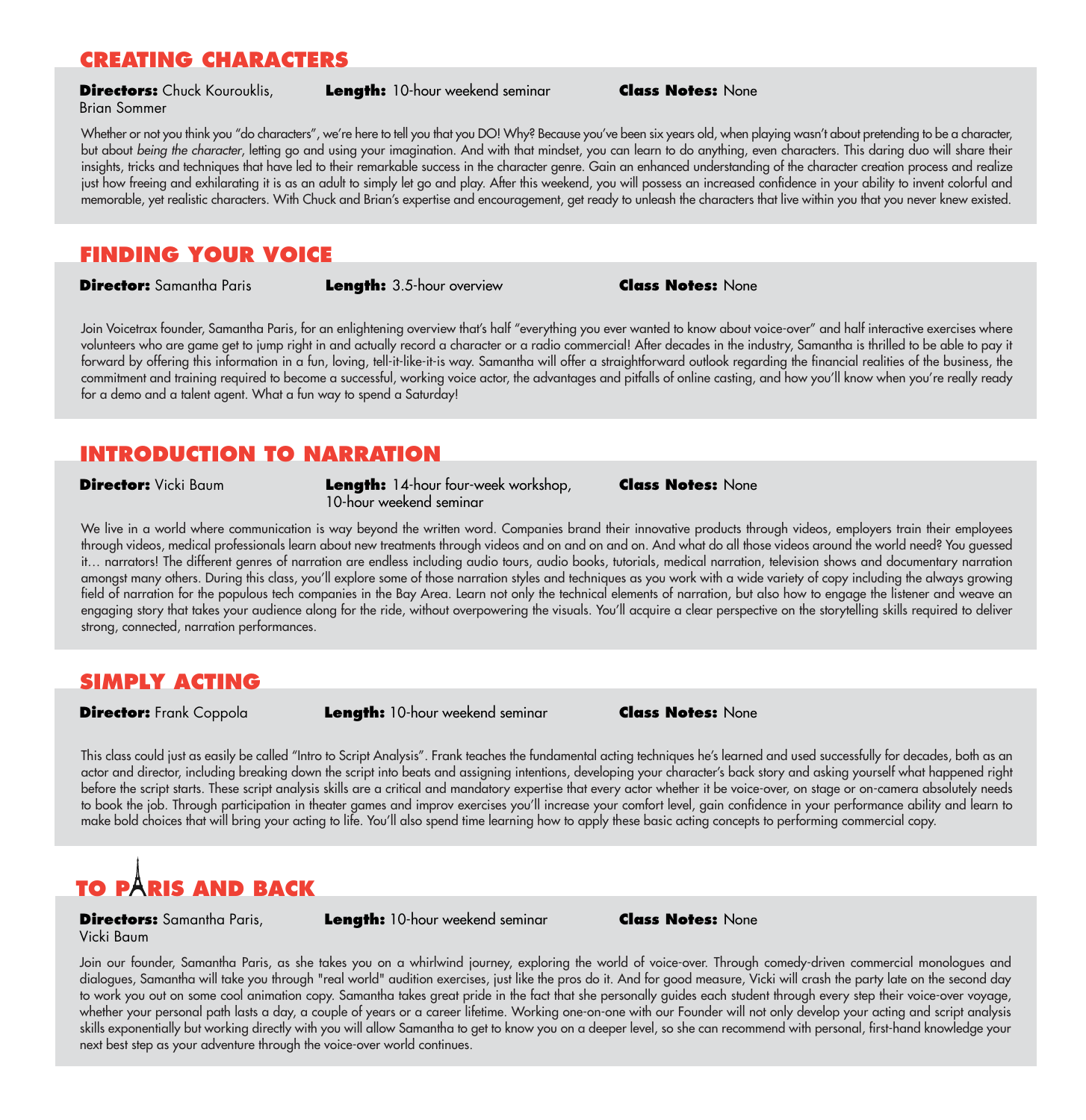## CREATING CHARACTERS

**Directors:** Chuck Kourouklis, Brian Sommer **Length:** 10-hour weekend seminar **Class Notes:** None

Whether or not you think you "do characters", we're here to tell you that you DO! Why? Because you've been six years old, when playing wasn't about pretending to be a character, but about *being the character*, letting go and using your imagination. And with that mindset, you can learn to do anything, even characters. This daring duo will share their insights, tricks and techniques that have led to their remarkable success in the character genre. Gain an enhanced understanding of the character creation process and realize just how freeing and exhilarating it is as an adult to simply let go and play. After this weekend, you will possess an increased confidence in your ability to invent colorful and memorable, yet realistic characters. With Chuck and Brian's expertise and encouragement, get ready to unleash the characters that live within you that you never knew existed.

## FINDING YOUR VOICE

**Director:** Samantha Paris **Length:** 3.5-hour overview **Class Notes:** None

Join Voicetrax founder, Samantha Paris, for an enlightening overview that's half "everything you ever wanted to know about voice-over" and half interactive exercises where volunteers who are game get to jump right in and actually record a character or a radio commercial! After decades in the industry, Samantha is thrilled to be able to pay it forward by offering this information in a fun, loving, tell-it-like-it-is way. Samantha will offer a straightforward outlook regarding the financial realities of the business, the commitment and training required to become a successful, working voice actor, the advantages and pitfalls of online casting, and how you'll know when you're really ready for a demo and a talent agent. What a fun way to spend a Saturday!

## INTRODUCTION TO NARRATION

**Director:** Vicki Baum **Length:** 14-hour four-week workshop, 10-hour weekend seminar **Class Notes:** None

We live in a world where communication is way beyond the written word. Companies brand their innovative products through videos, employers train their employees through videos, medical professionals learn about new treatments through videos and on and on and on. And what do all those videos around the world need? You guessed it… narrators! The different genres of narration are endless including audio tours, audio books, tutorials, medical narration, television shows and documentary narration amongst many others. During this class, you'll explore some of those narration styles and techniques as you work with a wide variety of copy including the always growing field of narration for the populous tech companies in the Bay Area. Learn not only the technical elements of narration, but also how to engage the listener and weave an engaging story that takes your audience along for the ride, without overpowering the visuals. You'll acquire a clear perspective on the storytelling skills required to deliver strong, connected, narration performances.

## SIMPLY ACTING

**Director:** Frank Coppola **Length:** 10-hour weekend seminar **Class Notes:** None

This class could just as easily be called "Intro to Script Analysis". Frank teaches the fundamental acting techniques he's learned and used successfully for decades, both as an actor and director, including breaking down the script into beats and assigning intentions, developing your character's back story and asking yourself what happened right before the script starts. These script analysis skills are a critical and mandatory expertise that every actor whether it be voice-over, on stage or on-camera absolutely needs to book the job. Through participation in theater games and improv exercises you'll increase your comfort level, gain confidence in your performance ability and learn to make bold choices that will bring your acting to life. You'll also spend time learning how to apply these basic acting concepts to performing commercial copy.

## TO PARIS AND BACK

**Directors:** Samantha Paris, Vicki Baum **Length:** 10-hour weekend seminar **Class Notes:** None

Join our founder, Samantha Paris, as she takes you on a whirlwind journey, exploring the world of voice-over. Through comedy-driven commercial monologues and dialogues, Samantha will take you through "real world" audition exercises, just like the pros do it. And for good measure, Vicki will crash the party late on the second day to work you out on some cool animation copy. Samantha takes great pride in the fact that she personally guides each student through every step their voice-over voyage, whether your personal path lasts a day, a couple of years or a career lifetime. Working one-on-one with our Founder will not only develop your acting and script analysis skills exponentially but working directly with you will allow Samantha to get to know you on a deeper level, so she can recommend with personal, first-hand knowledge your next best step as your adventure through the voice-over world continues.